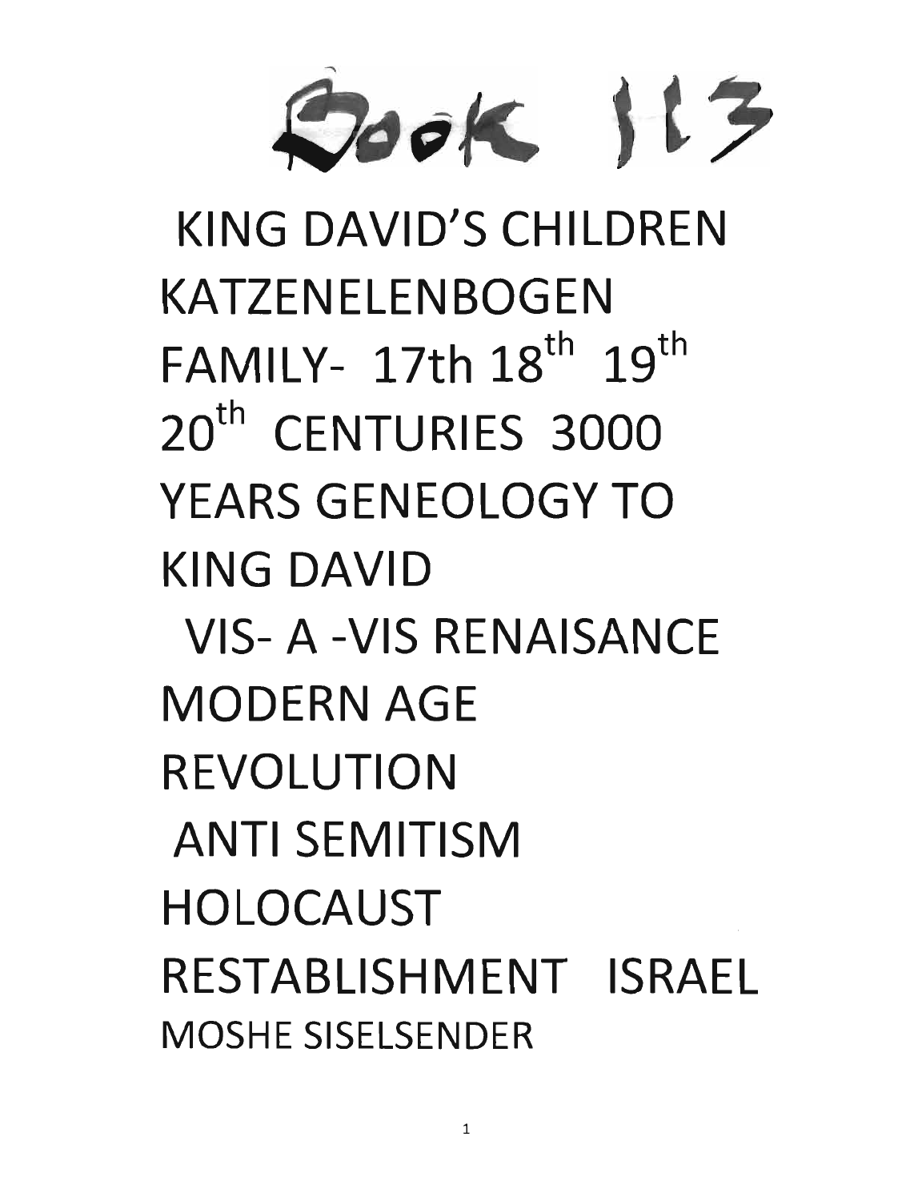# Book 113

# KING DAVID'S CHILDREN KATZENELENBOGEN FAMILY- 17th 18th 19th 20th CENTURIES 3000 YEARS GENEOLOGY TO KING DAVID

## VIS- A -VIS RENAISANCE MODERN AGE REVOLUTION ANTI SEMITISM HOLOCAUST RESTABLISHMENT ISRAEL

MOSHE SISELSENDER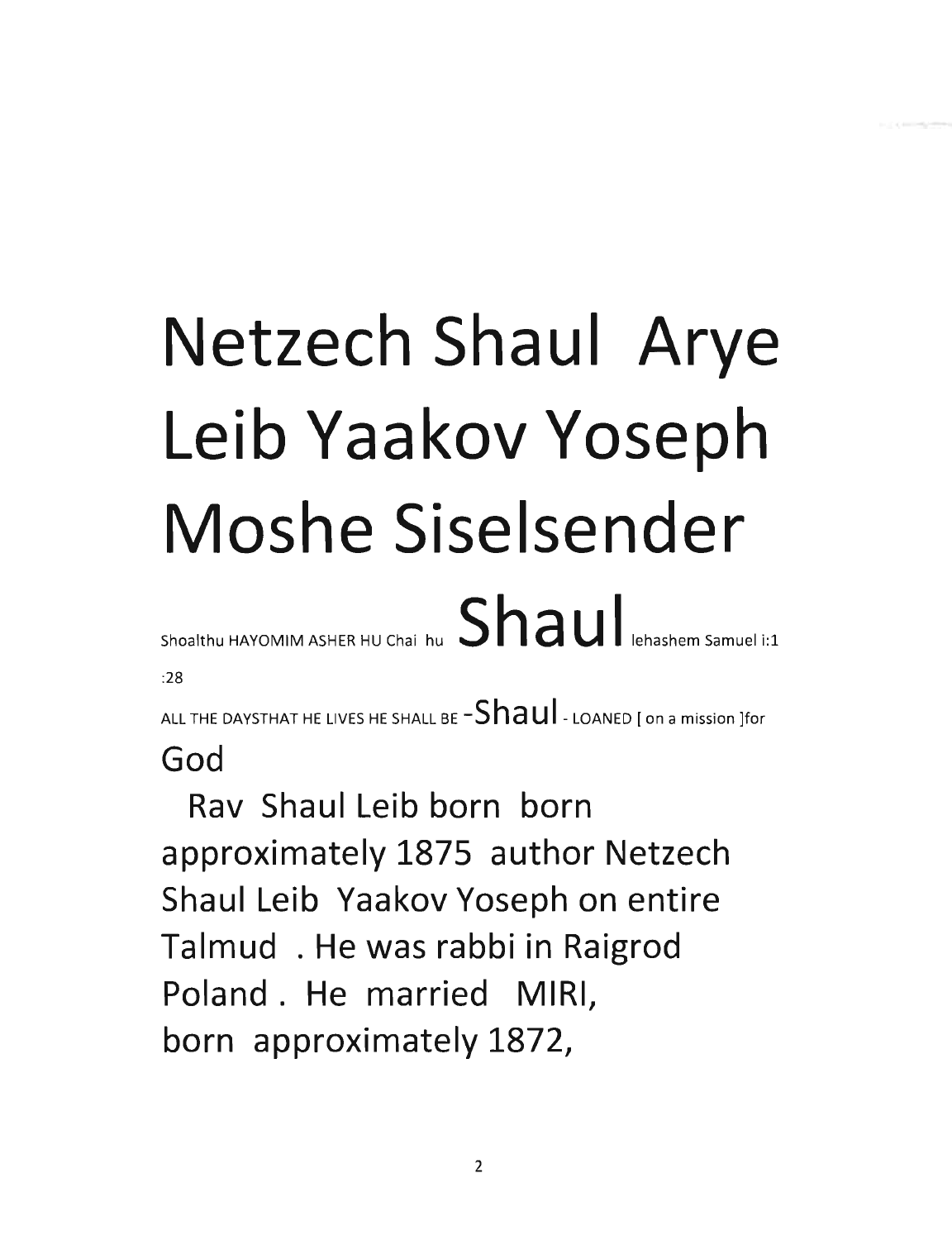# Netzech Shaul Arye Leib Yaakov Yoseph Moshe Siselsender

Shoalthu HAYOMIM ASHER HU Chai hu **Shaul** lehashem Samuel i:1 :28

ALL THE DAYSTHAT HE LIVES HE SHALL BE -**Shaul** - LOANED [ on a mission ]for God

Rav Shaul Leib born born approximately 1875 author Netzech Shaul Leib Yaakov Yoseph on entire Talmud . He was rabbi in Raigrod Poland . He married MIRI, born approximately 1872,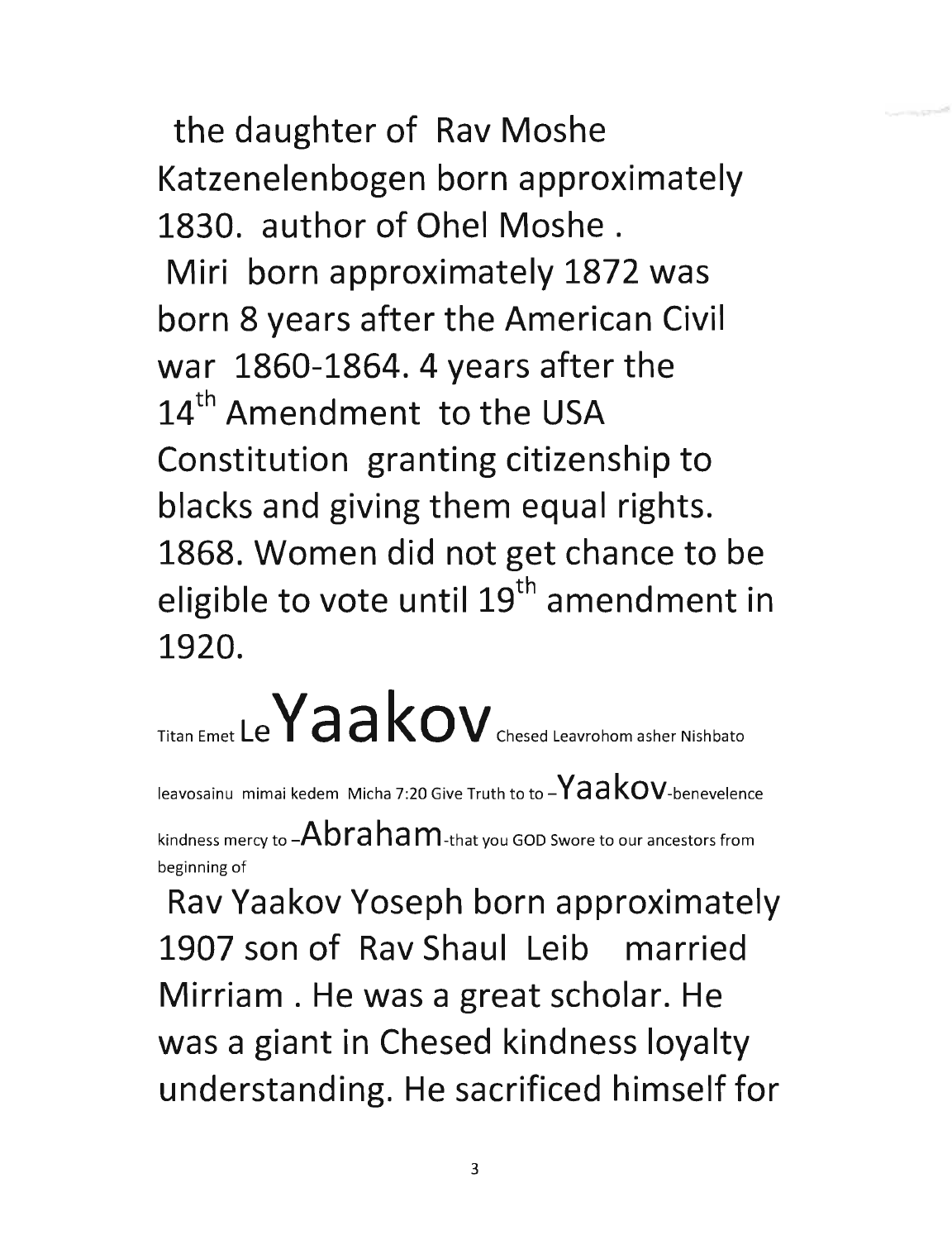the daughter of Rav Moshe Katzenelenbogen born approximately 1830. author of Ohel Moshe .

Miri born approximately 1872 was born 8 years after the American Civil war 1860-1864. 4 years after the 14th Amendment to the USA Constitution granting citizenship to blacks and giving them equal rights. 1868. Women did not get chance to be eligible to vote until 19th amendment in 1920.

Titan Emet Le **Yaakov** Chesed Leavrohom asher Nishbato leavosainu mimai kedem Micha 7:20 Give Truth to to –**Yaakov**-benevelence kindness mercy to –**Abraham**-that you GOD Swore to our ancestors from beginning of

Rav Yaakov Yoseph born approximately 1907 son of Rav Shaul Leib married Mirriam . He was a great scholar. He was a giant in Chesed kindness loyalty understanding. He sacrificed himself for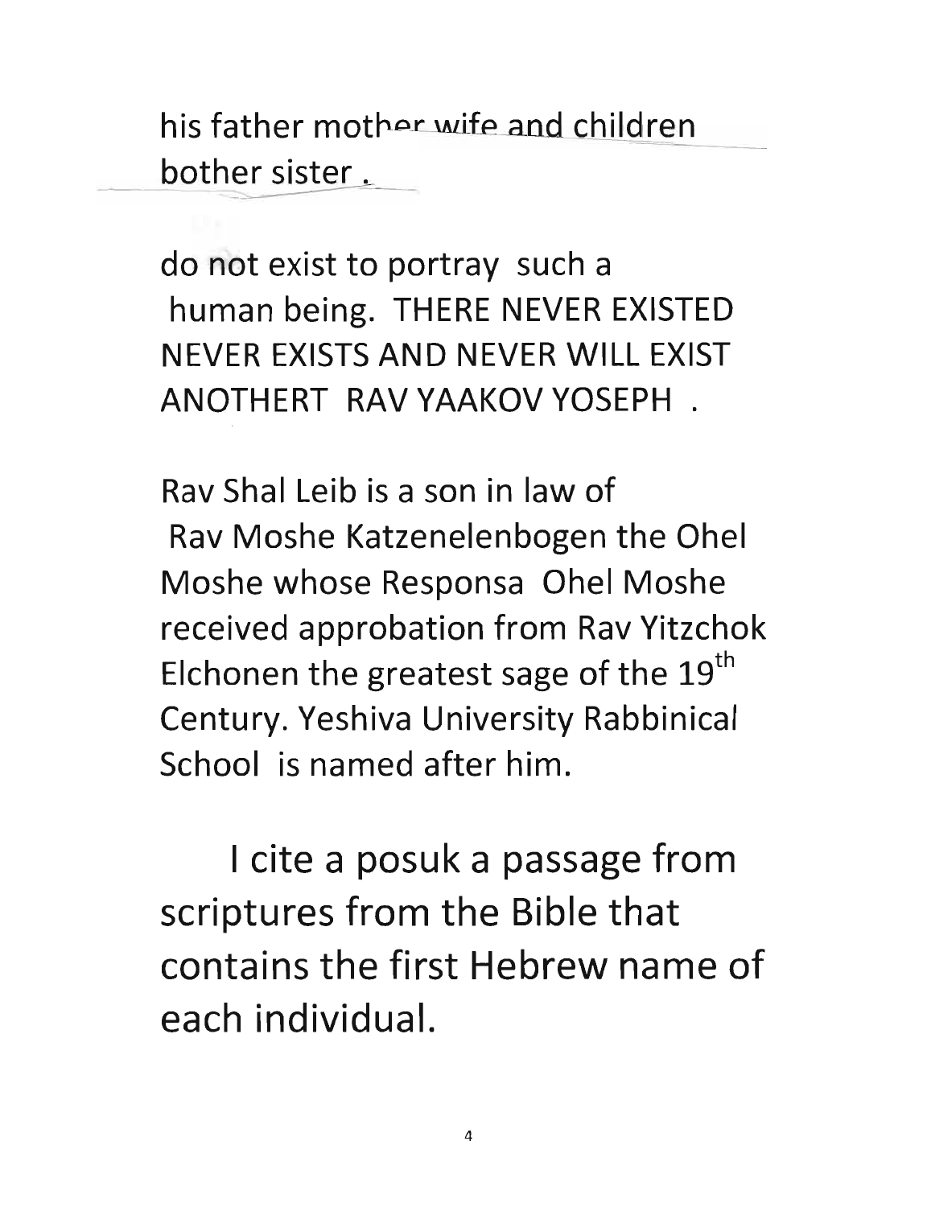his father mother wife and children bother sister .

do not exist to portray such a human being. THERE NEVER EXISTED NEVER EXISTS AND NEVER WILL EXIST ANOTHERT RAV YAAKOV YOSEPH .

Rav Shal Leib is a son in law of Rav Moshe Katzenelenbogen the Ohel Moshe whose Responsa Ohel Moshe received approbation from Rav Yitzchok Elchonen the greatest sage of the 19th Century. Yeshiva University Rabbinical School is named after him.

I cite a posuk a passage from scriptures from the Bible that contains the first Hebrew name of each individual.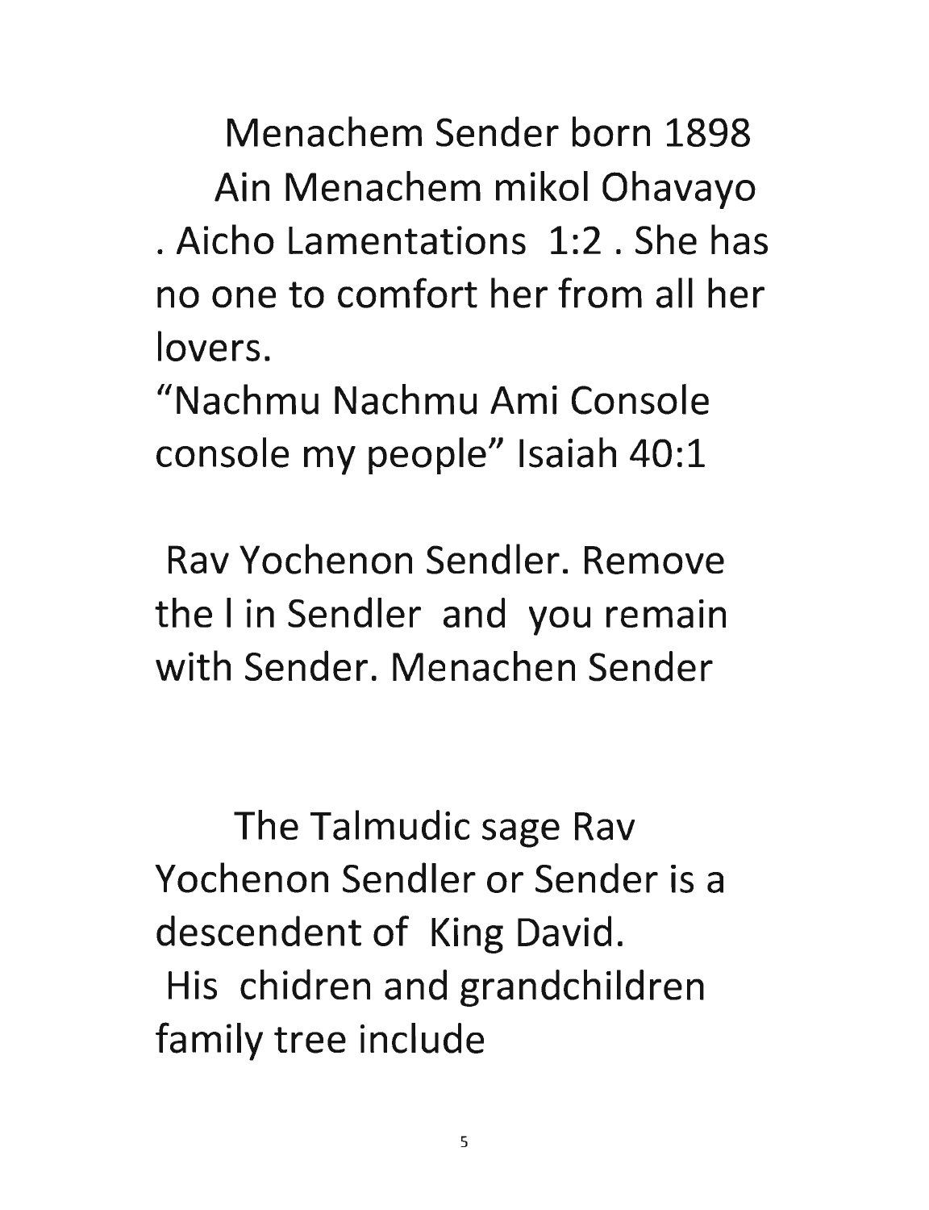Menachem Sender born 1898
Ain Menachem mikol Ohavayo . Aicho Lamentations 1:2 . She has no one to comfort her from all her lovers.
"Nachmu Nachmu Ami Console console my people" Isaiah 40:1

Rav Yochenon Sendler. Remove the l in Sendler and you remain with Sender. Menachen Sender

The Talmudic sage Rav Yochenon Sendler or Sender is a descendent of King David.
His chidren and grandchildren family tree include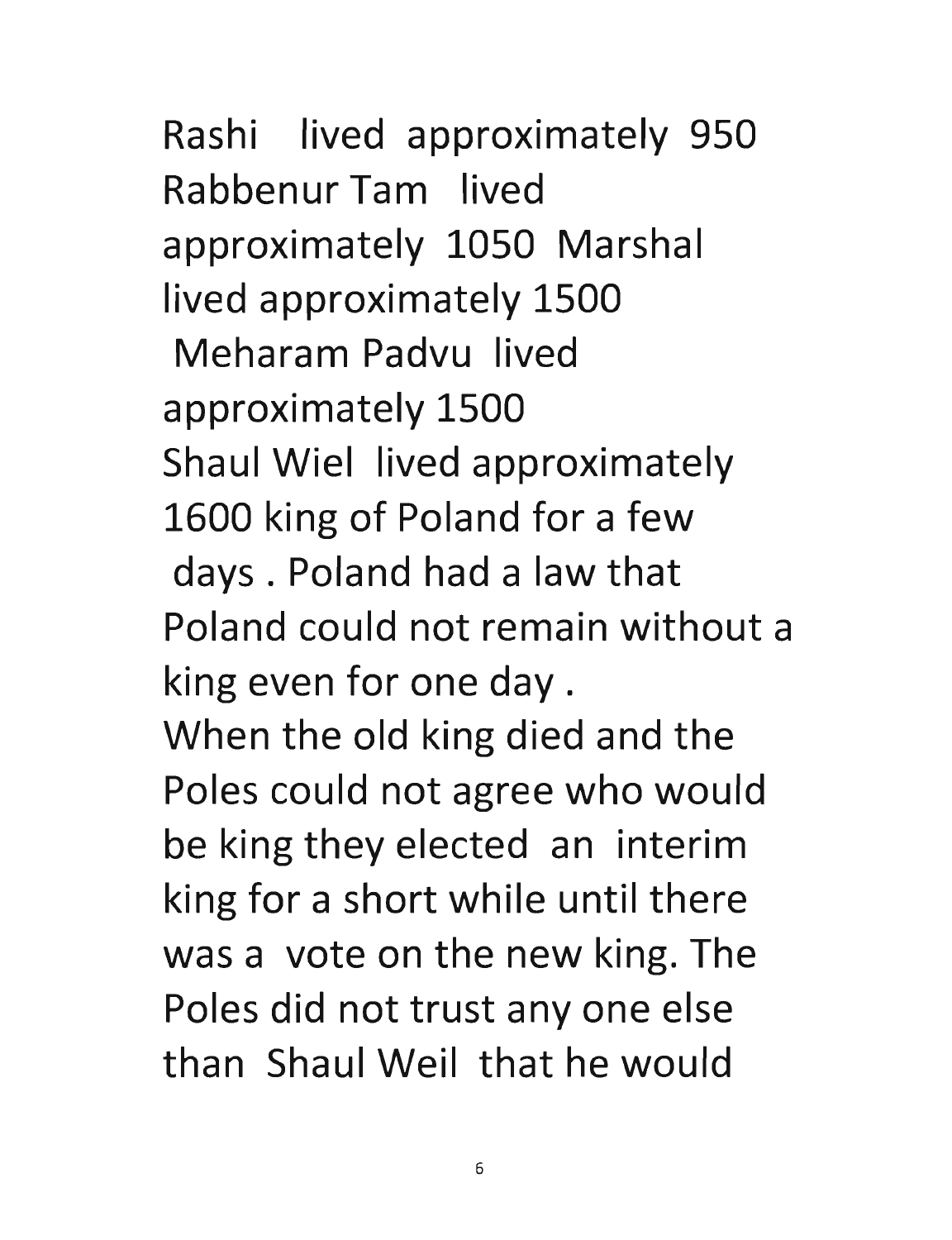Rashi lived approximately 950 Rabbenur Tam lived approximately 1050 Marshal lived approximately 1500 Meharam Padvu lived approximately 1500

Shaul Wiel lived approximately 1600 king of Poland for a few days . Poland had a law that Poland could not remain without a king even for one day .

When the old king died and the Poles could not agree who would be king they elected an interim king for a short while until there was a vote on the new king. The Poles did not trust any one else than Shaul Weil that he would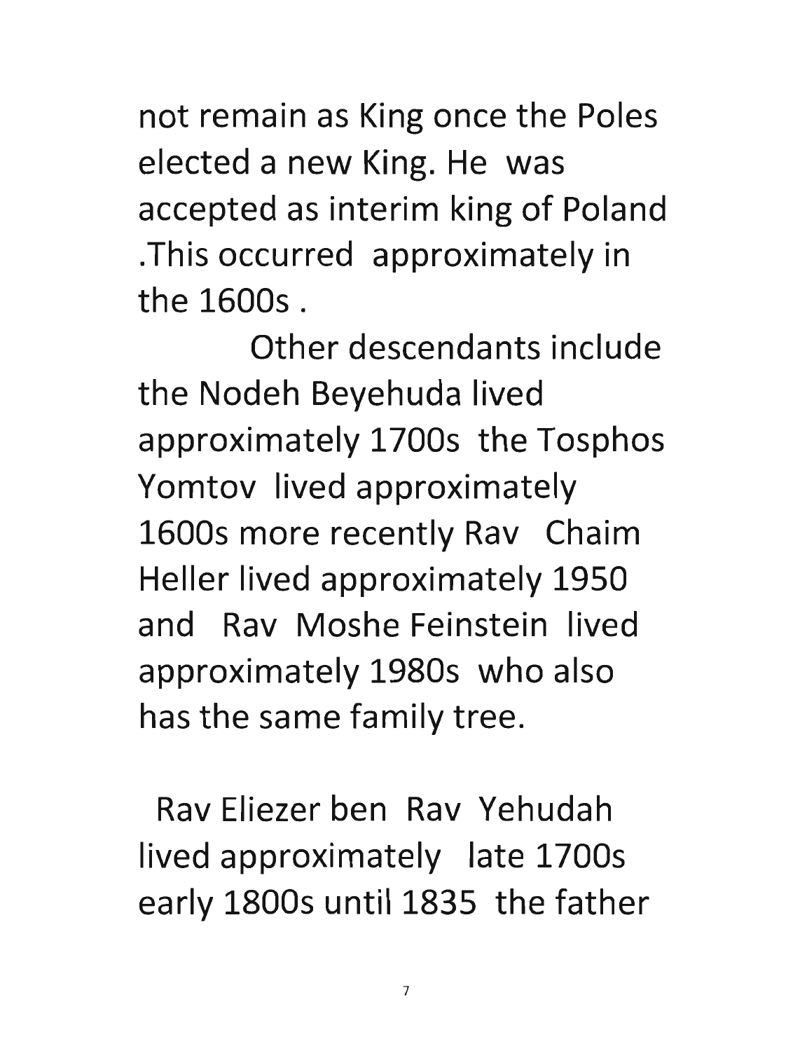not remain as King once the Poles elected a new King. He was accepted as interim king of Poland .This occurred approximately in the 1600s .

Other descendants include the Nodeh Beyehuda lived approximately 1700s the Tosphos Yomtov lived approximately 1600s more recently Rav Chaim Heller lived approximately 1950 and Rav Moshe Feinstein lived approximately 1980s who also has the same family tree.

Rav Eliezer ben Rav Yehudah lived approximately late 1700s early 1800s until 1835 the father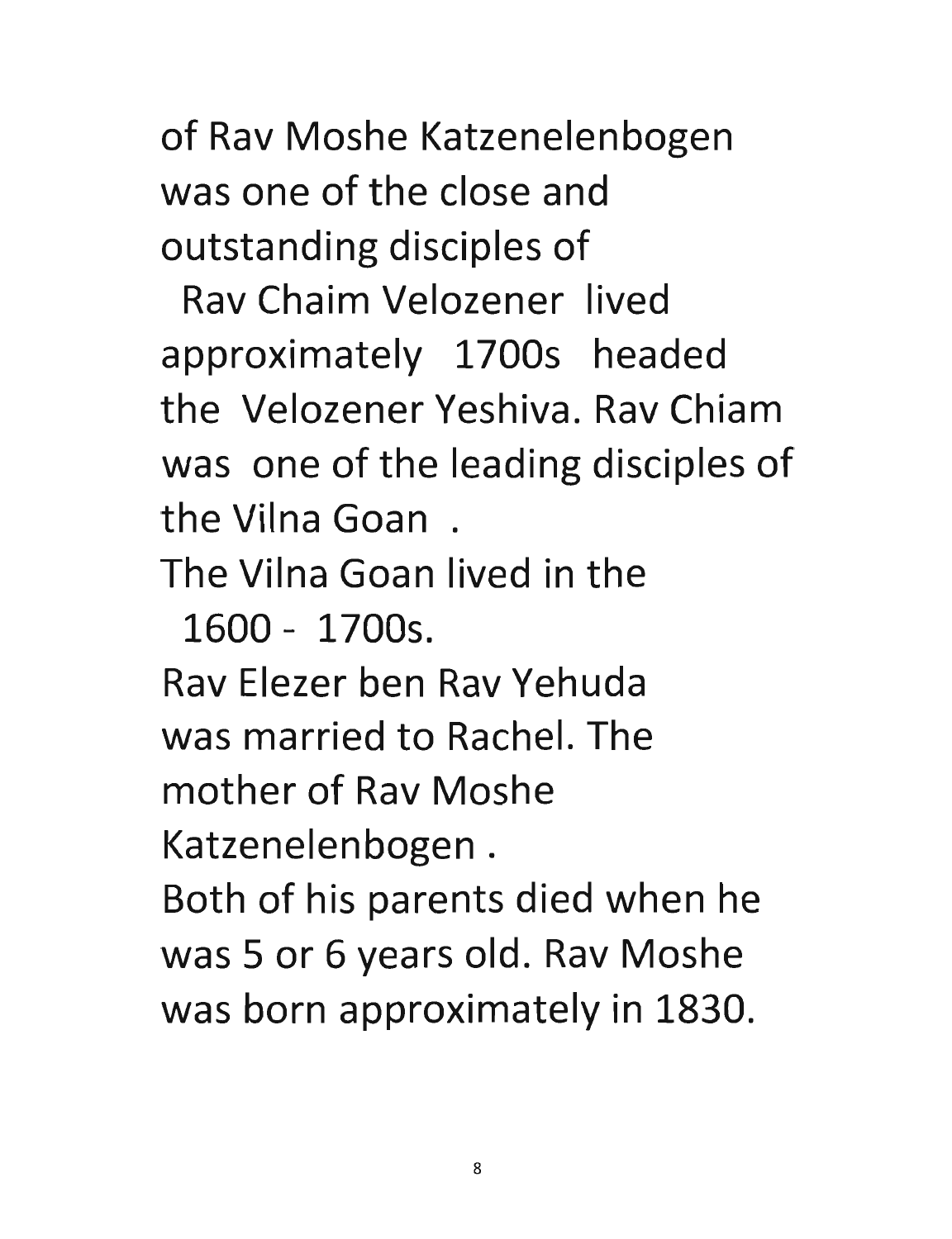of Rav Moshe Katzenelenbogen was one of the close and outstanding disciples of Rav Chaim Velozener lived approximately 1700s headed the Velozener Yeshiva. Rav Chiam was one of the leading disciples of the Vilna Goan .

The Vilna Goan lived in the 1600 - 1700s.

Rav Elezer ben Rav Yehuda was married to Rachel. The mother of Rav Moshe Katzenelenbogen .

Both of his parents died when he was 5 or 6 years old. Rav Moshe was born approximately in 1830.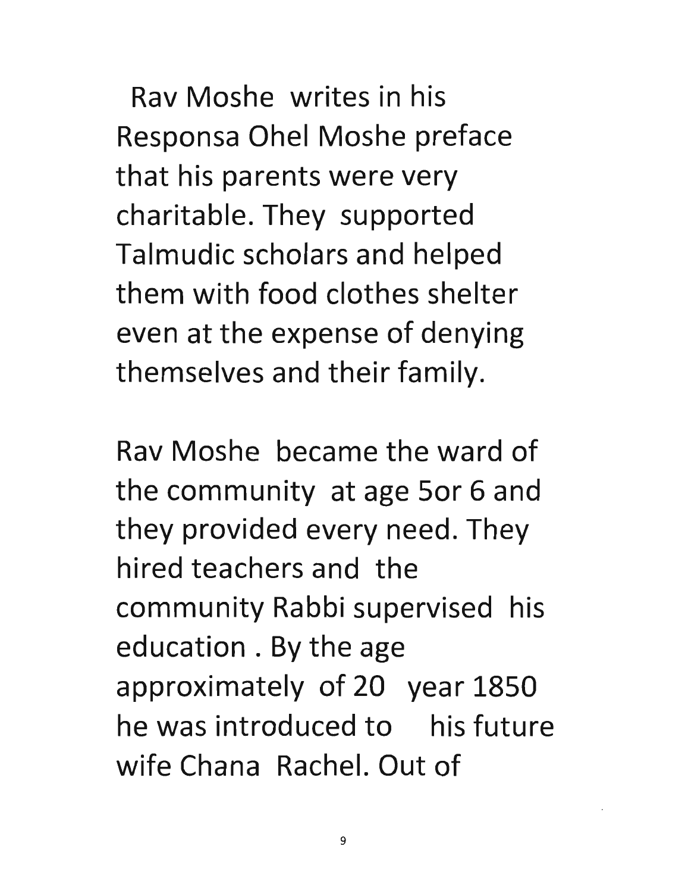Rav Moshe writes in his Responsa Ohel Moshe preface that his parents were very charitable. They supported Talmudic scholars and helped them with food clothes shelter even at the expense of denying themselves and their family.

Rav Moshe became the ward of the community at age 5or 6 and they provided every need. They hired teachers and the community Rabbi supervised his education . By the age approximately of 20 year 1850 he was introduced to his future wife Chana Rachel. Out of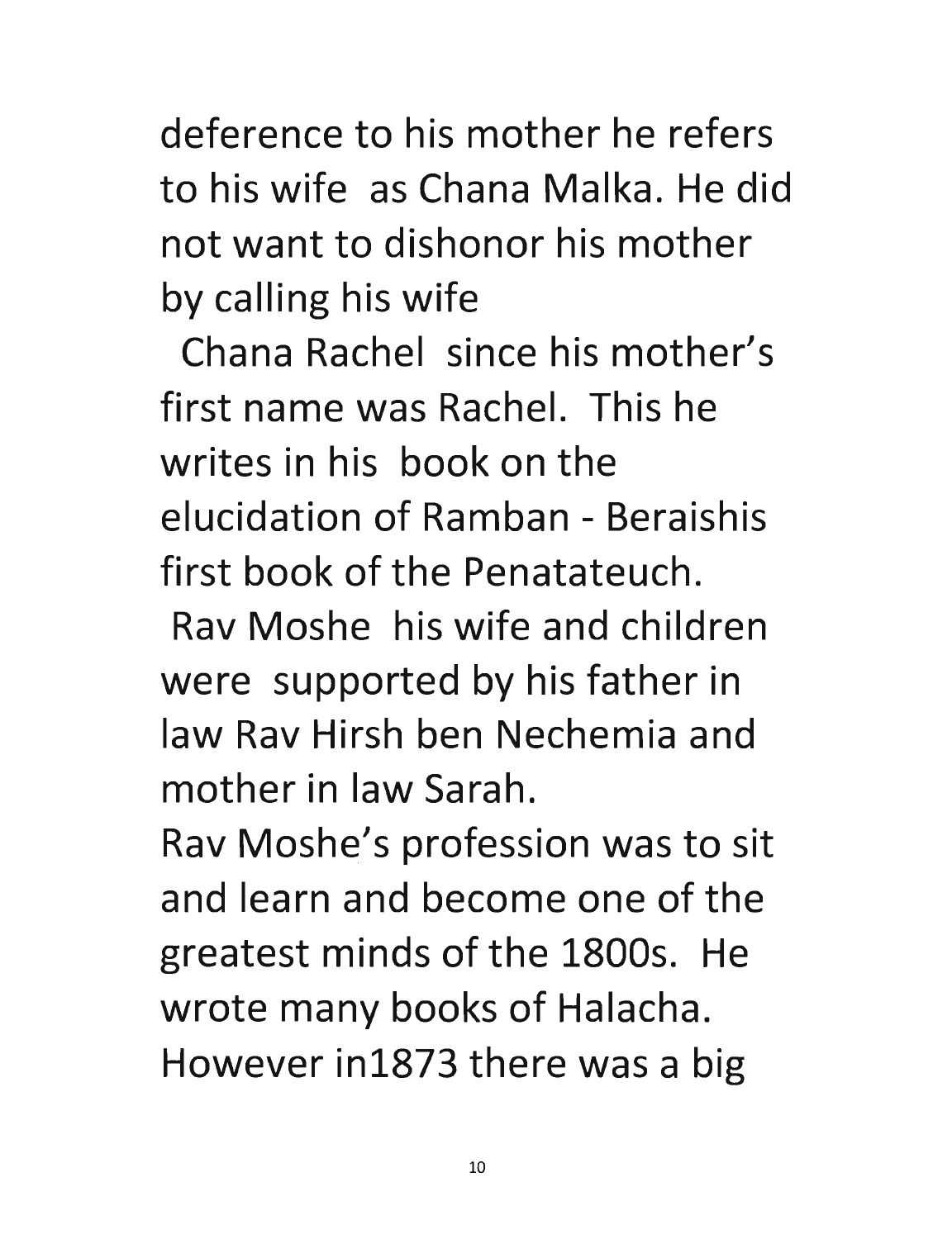deference to his mother he refers to his wife as Chana Malka. He did not want to dishonor his mother by calling his wife Chana Rachel since his mother's first name was Rachel. This he writes in his book on the elucidation of Ramban - Beraishis first book of the Penatateuch.

Rav Moshe his wife and children were supported by his father in law Rav Hirsh ben Nechemia and mother in law Sarah.

Rav Moshe's profession was to sit and learn and become one of the greatest minds of the 1800s. He wrote many books of Halacha. However in1873 there was a big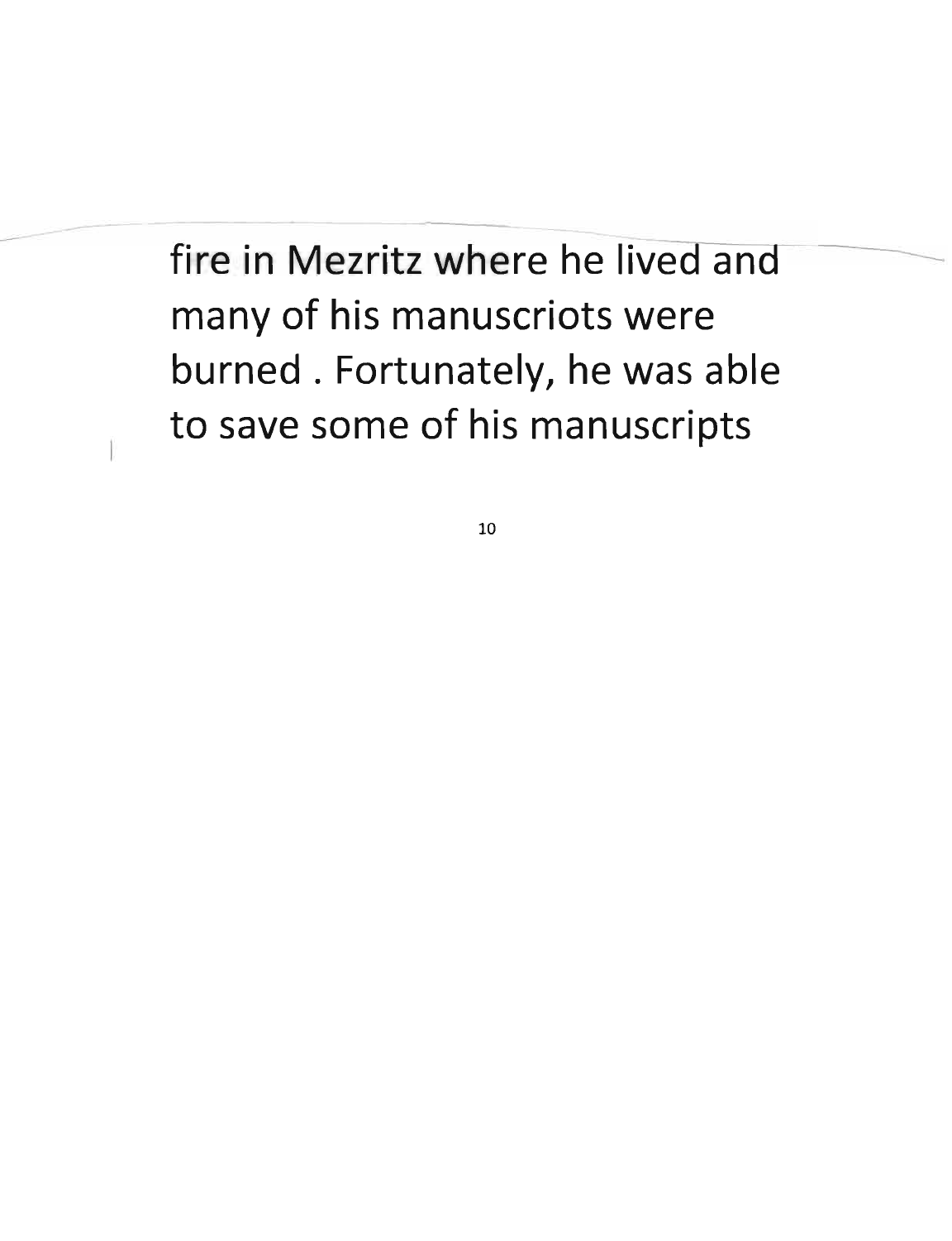fire in Mezritz where he lived and many of his manuscriots were burned . Fortunately, he was able to save some of his manuscripts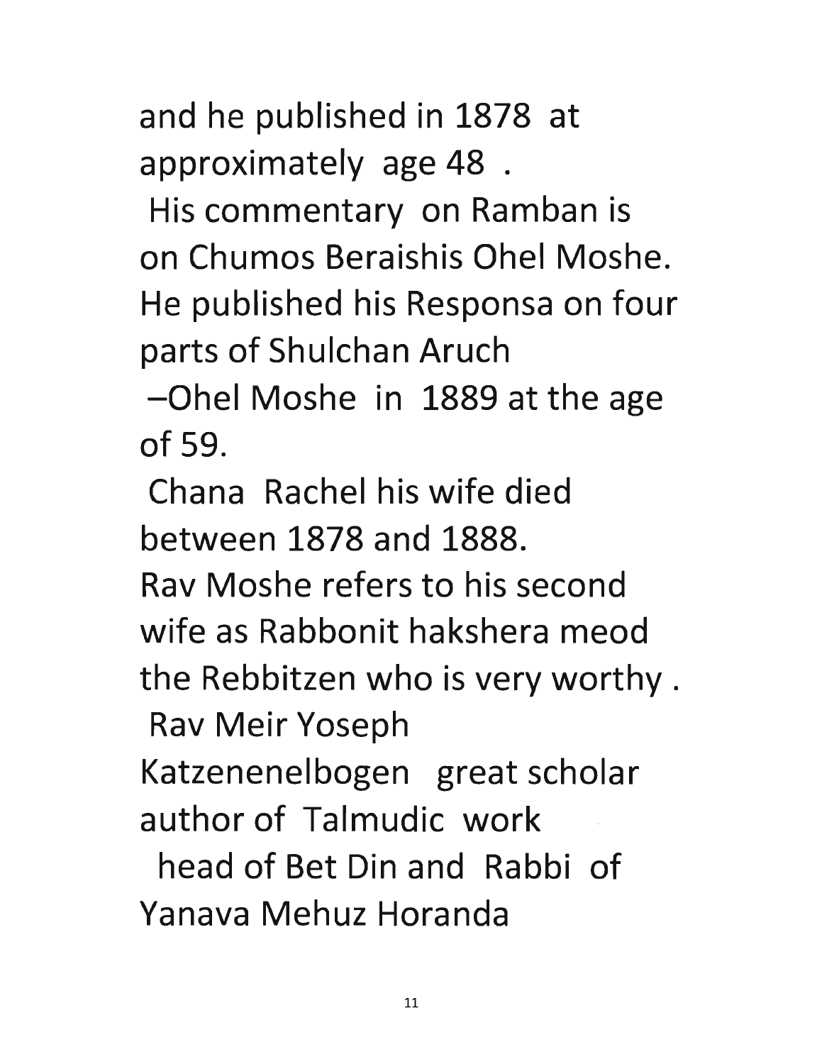and he published in 1878 at approximately age 48 .

His commentary on Ramban is on Chumos Beraishis Ohel Moshe. He published his Responsa on four parts of Shulchan Aruch –Ohel Moshe in 1889 at the age of 59.

Chana Rachel his wife died between 1878 and 1888.

Rav Moshe refers to his second wife as Rabbonit hakshera meod the Rebbitzen who is very worthy .

Rav Meir Yoseph Katzenenelbogen great scholar author of Talmudic work head of Bet Din and Rabbi of Yanava Mehuz Horanda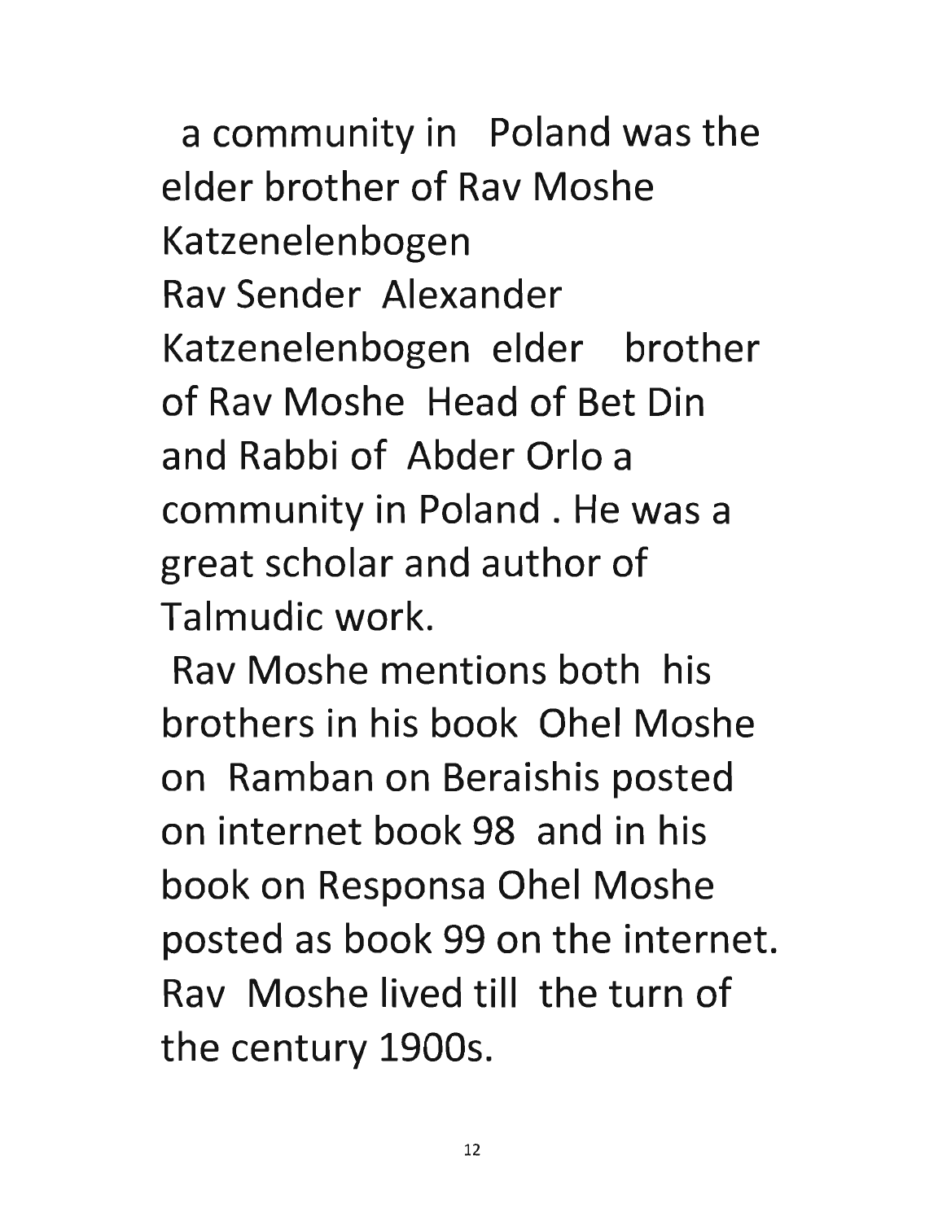a community in Poland was the elder brother of Rav Moshe Katzenelenbogen

Rav Sender Alexander Katzenelenbogen elder brother of Rav Moshe Head of Bet Din and Rabbi of Abder Orlo a community in Poland . He was a great scholar and author of Talmudic work.

Rav Moshe mentions both his brothers in his book Ohel Moshe on Ramban on Beraishis posted on internet book 98 and in his book on Responsa Ohel Moshe posted as book 99 on the internet. Rav Moshe lived till the turn of the century 1900s.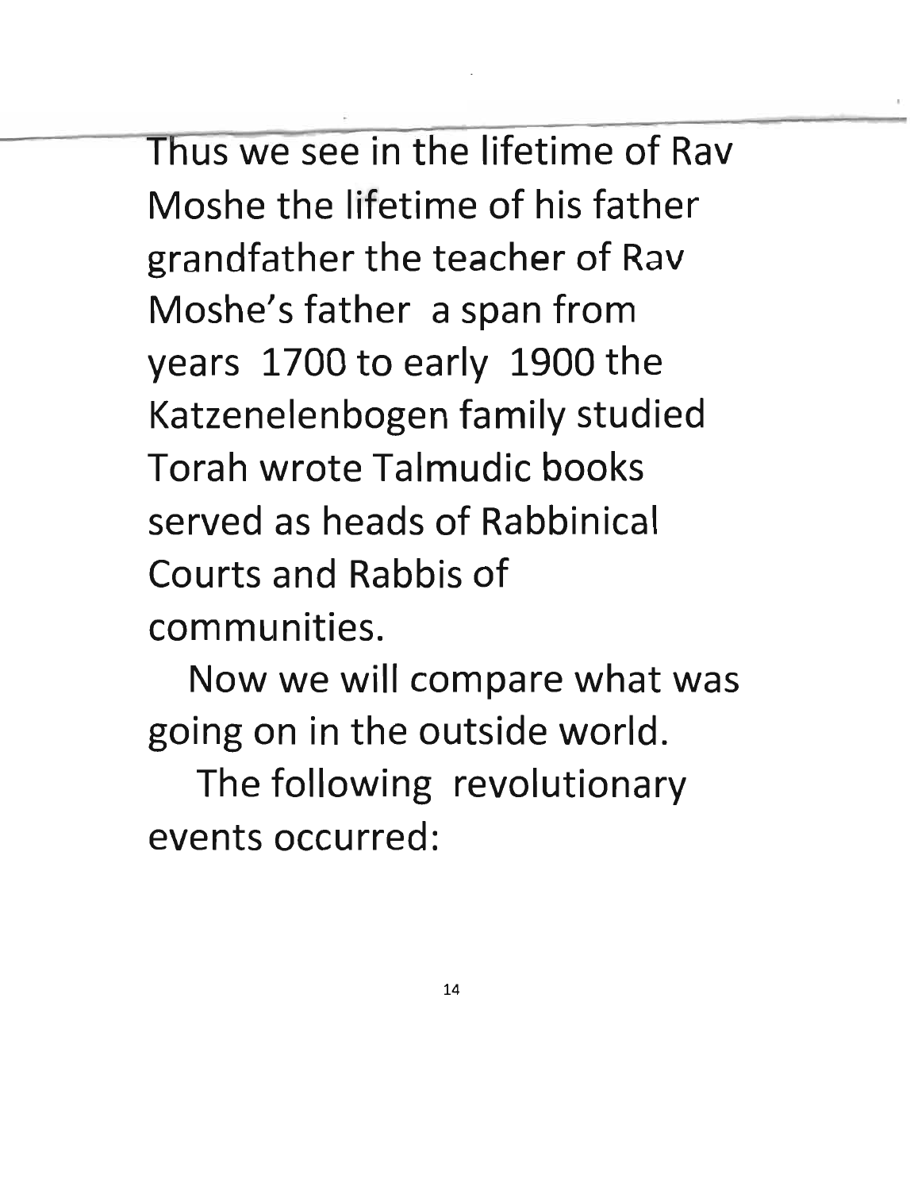Thus we see in the lifetime of Rav Moshe the lifetime of his father grandfather the teacher of Rav Moshe's father a span from years 1700 to early 1900 the Katzenelenbogen family studied Torah wrote Talmudic books served as heads of Rabbinical Courts and Rabbis of communities.

Now we will compare what was going on in the outside world.

The following revolutionary events occurred: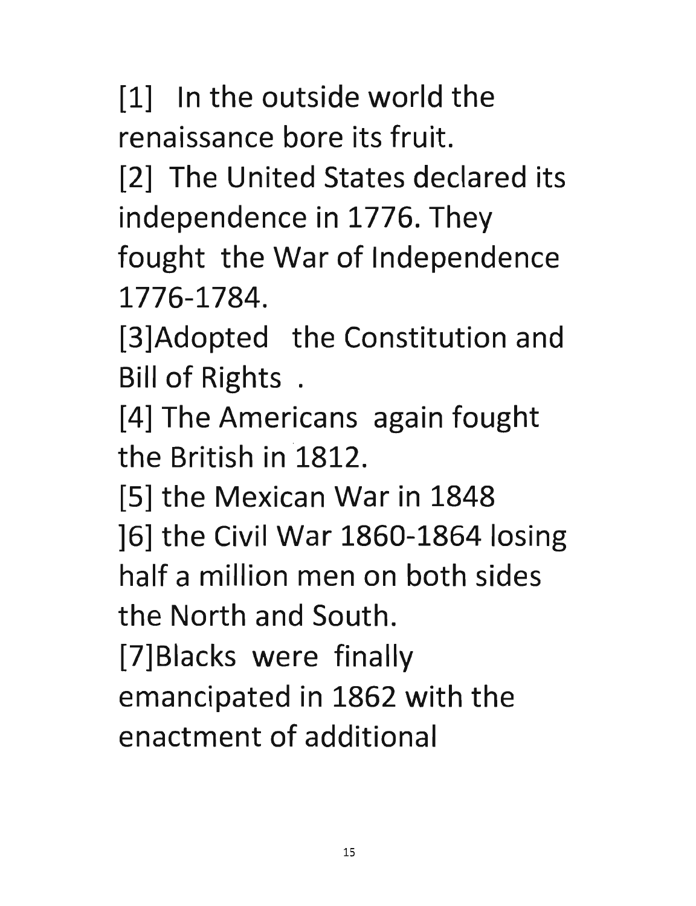[1] In the outside world the renaissance bore its fruit.

[2] The United States declared its independence in 1776. They fought the War of Independence 1776-1784.

[3]Adopted the Constitution and Bill of Rights .

[4] The Americans again fought the British in 1812.

[5] the Mexican War in 1848

]6] the Civil War 1860-1864 losing half a million men on both sides the North and South.

[7]Blacks were finally emancipated in 1862 with the enactment of additional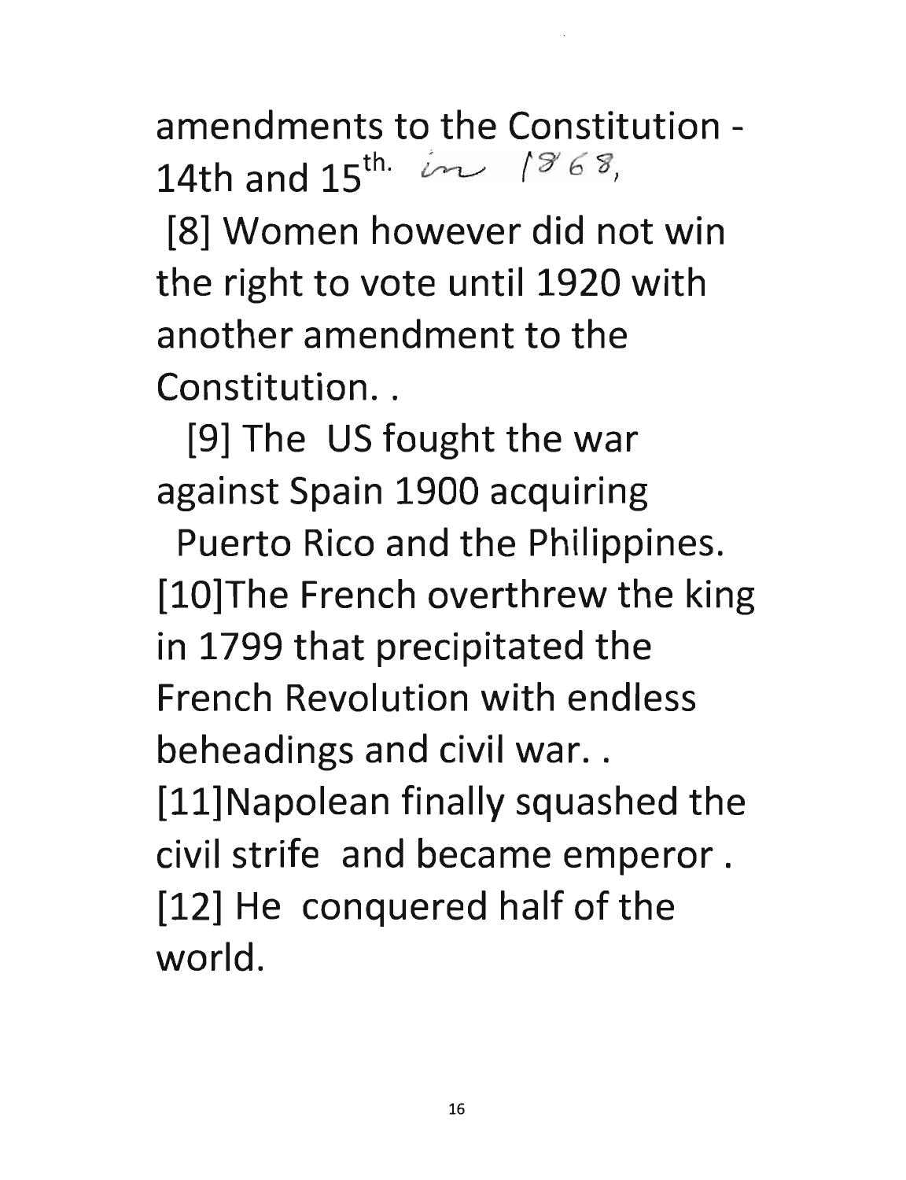amendments to the Constitution - 14th and 15th. in 1868,

[8] Women however did not win the right to vote until 1920 with another amendment to the Constitution. .

[9] The US fought the war against Spain 1900 acquiring Puerto Rico and the Philippines.

[10]The French overthrew the king in 1799 that precipitated the French Revolution with endless beheadings and civil war. .

[11]Napolean finally squashed the civil strife and became emperor .

[12] He conquered half of the world.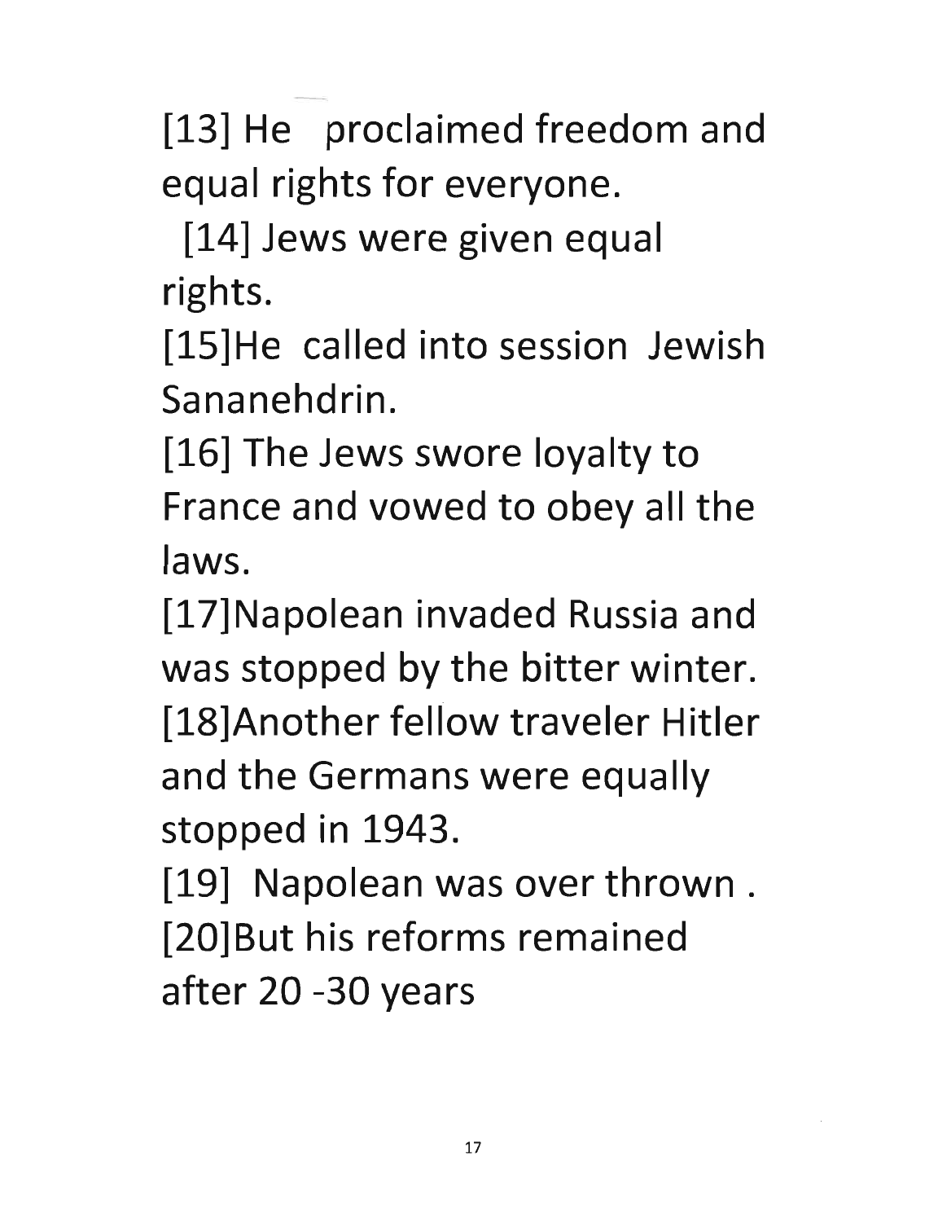[13] He proclaimed freedom and equal rights for everyone.

[14] Jews were given equal rights.

[15]He called into session Jewish Sananehdrin.

[16] The Jews swore loyalty to France and vowed to obey all the laws.

[17]Napolean invaded Russia and was stopped by the bitter winter.

[18]Another fellow traveler Hitler and the Germans were equally stopped in 1943.

[19] Napolean was over thrown .

[20]But his reforms remained after 20 -30 years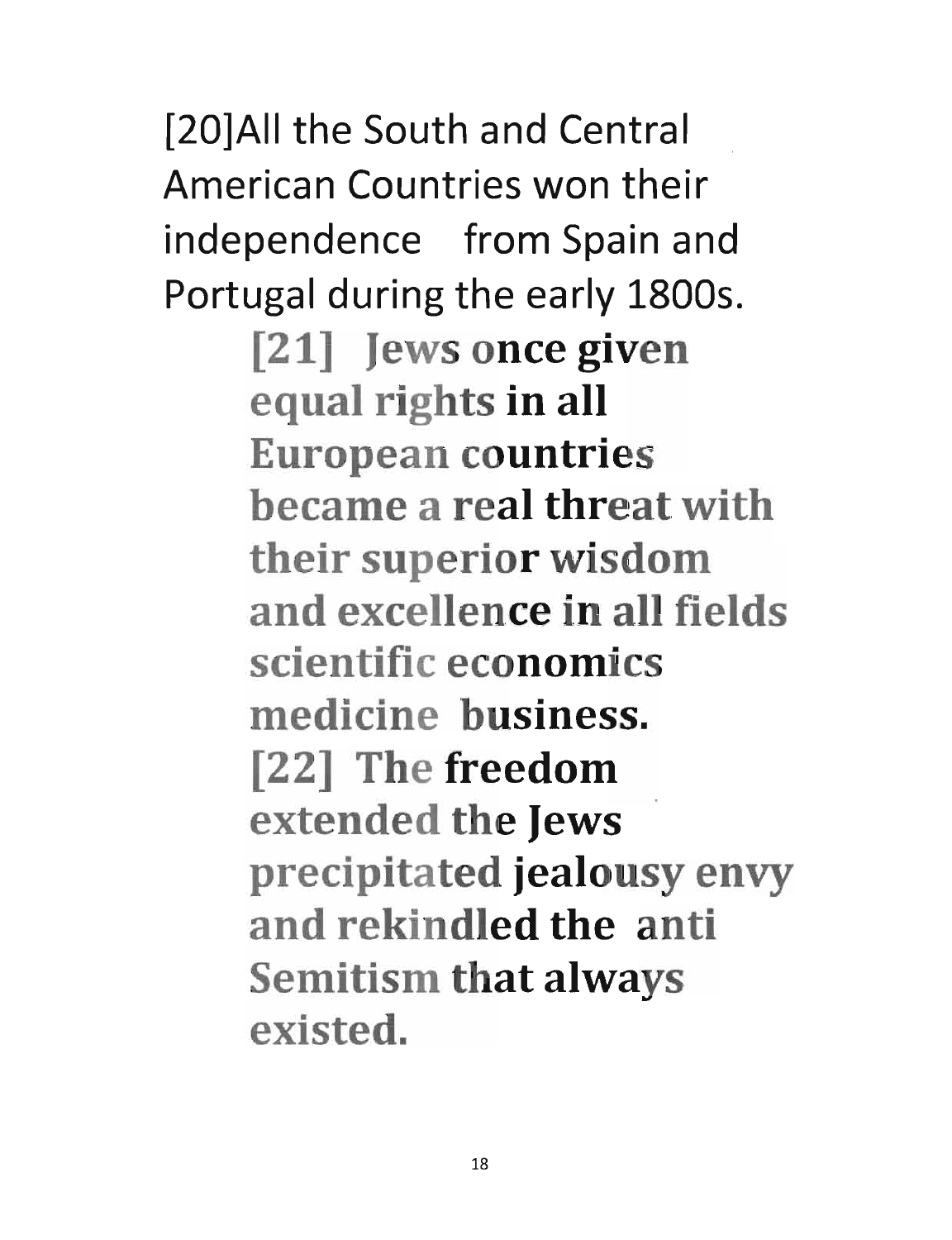[20]All the South and Central American Countries won their independence from Spain and Portugal during the early 1800s.

**[21] Jews once given equal rights in all European countries became a real threat with their superior wisdom and excellence in all fields scientific economics medicine business.**

**[22] The freedom extended the Jews precipitated jealousy envy and rekindled the anti Semitism that always existed.**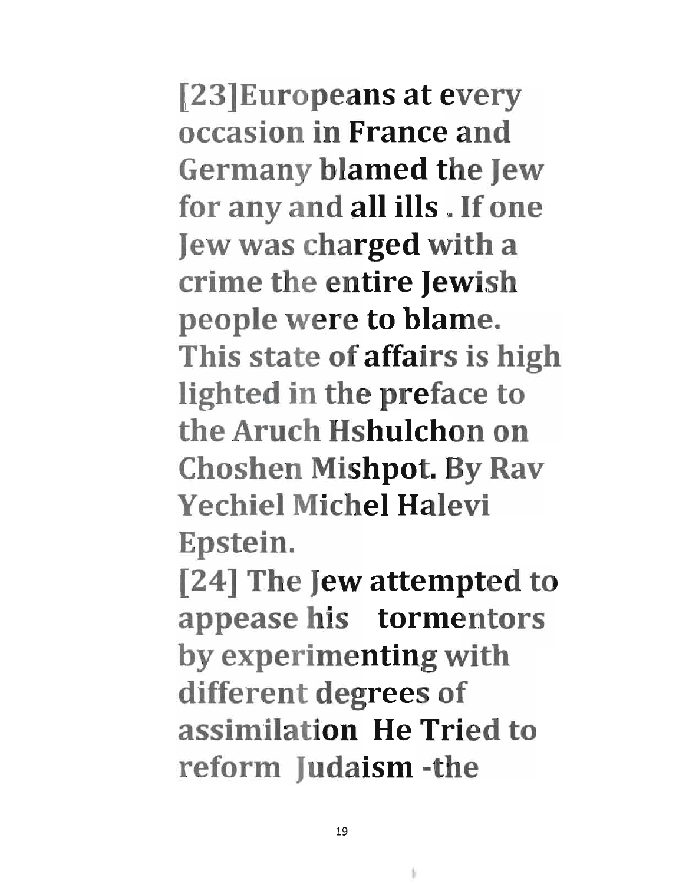[23]Europeans at every occasion in France and Germany blamed the Jew for any and all ills . If one Jew was charged with a crime the entire Jewish people were to blame. This state of affairs is high lighted in the preface to the Aruch Hshulchon on Choshen Mishpot. By Rav Yechiel Michel Halevi Epstein.

[24] The Jew attempted to appease his tormentors by experimenting with different degrees of assimilation He Tried to reform Judaism -the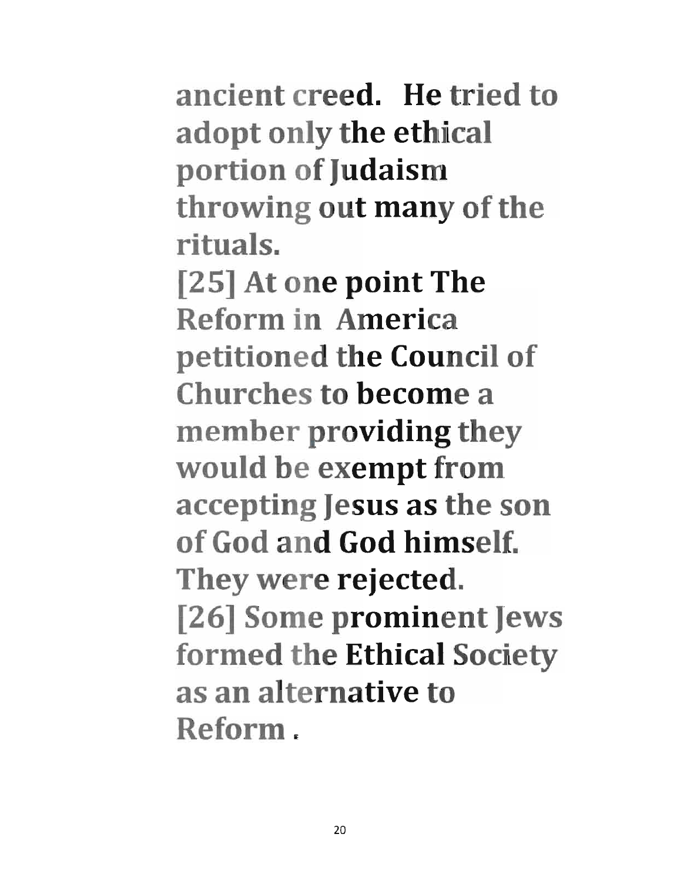ancient creed. He tried to adopt only the ethical portion of Judaism throwing out many of the rituals.

[25] At one point The Reform in America petitioned the Council of Churches to become a member providing they would be exempt from accepting Jesus as the son of God and God himself. They were rejected.

[26] Some prominent Jews formed the Ethical Society as an alternative to Reform .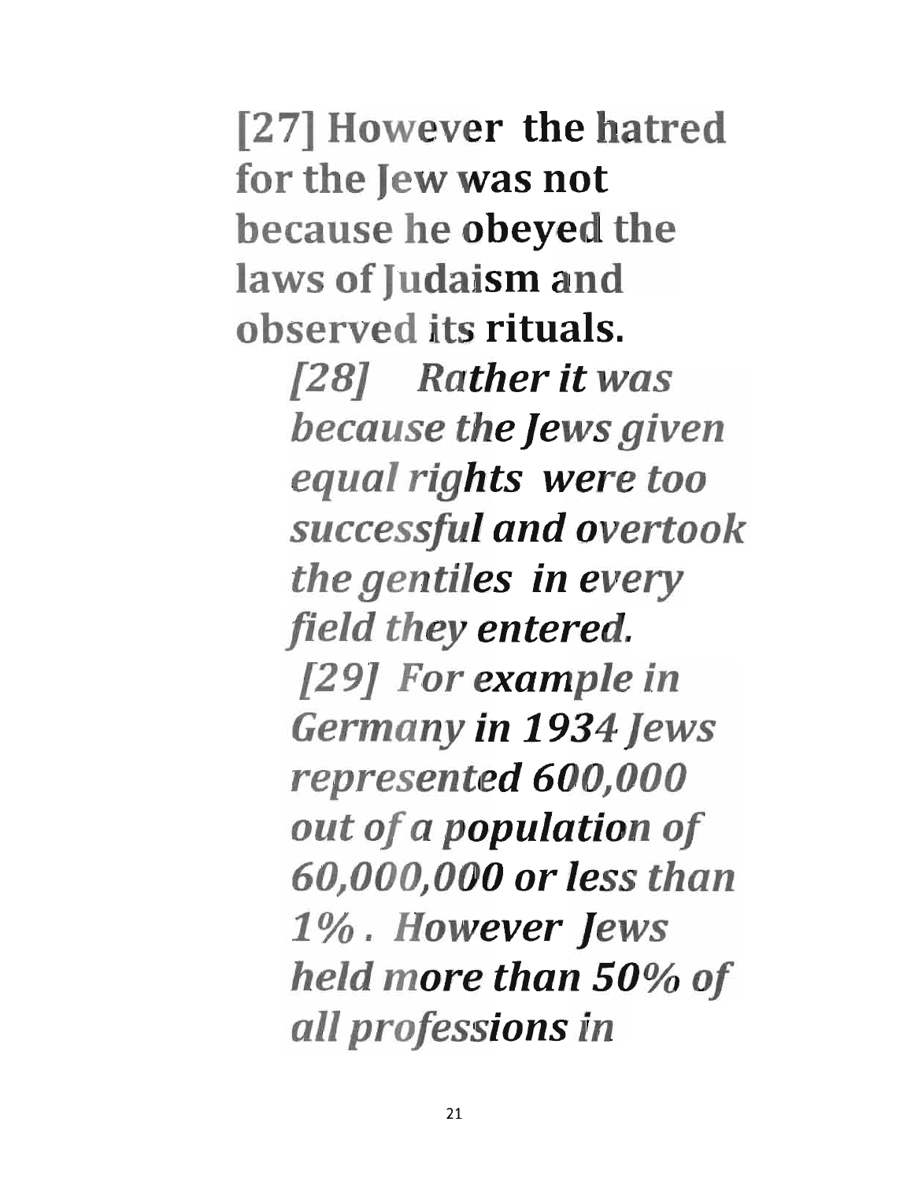**[27] However the hatred for the Jew was not because he obeyed the laws of Judaism and observed its rituals.**

> ***[28] Rather it was because the Jews given equal rights were too successful and overtook the gentiles in every field they entered.***
>
> ***[29] For example in Germany in 1934 Jews represented 600,000 out of a population of 60,000,000 or less than 1%. However Jews held more than 50% of all professions in***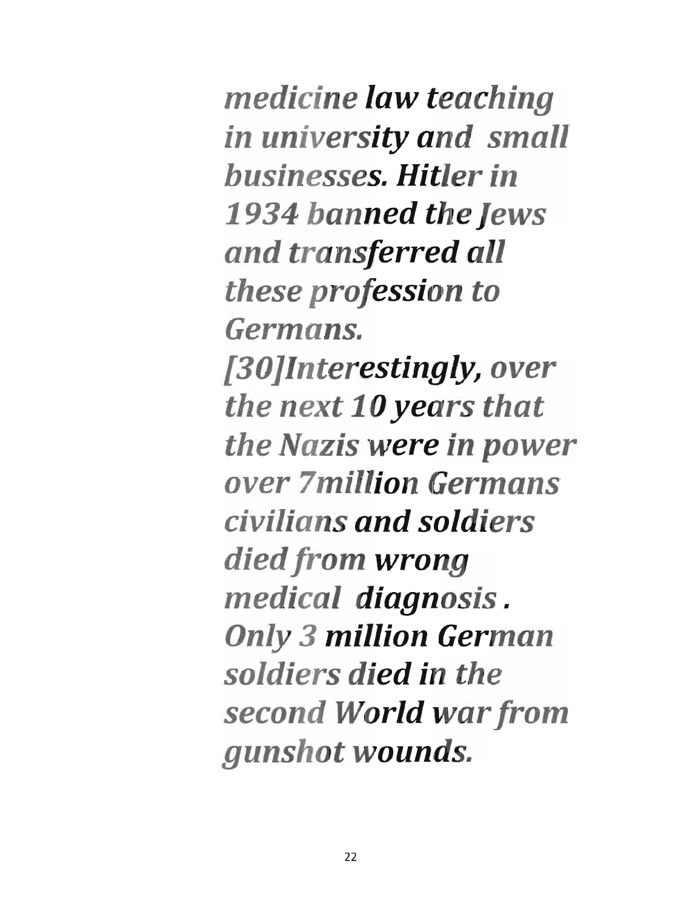*medicine law teaching in university and small businesses. Hitler in 1934 banned the Jews and transferred all these profession to Germans.*
*[30]Interestingly, over the next 10 years that the Nazis were in power over 7million Germans civilians and soldiers died from wrong medical diagnosis . Only 3 million German soldiers died in the second World war from gunshot wounds.*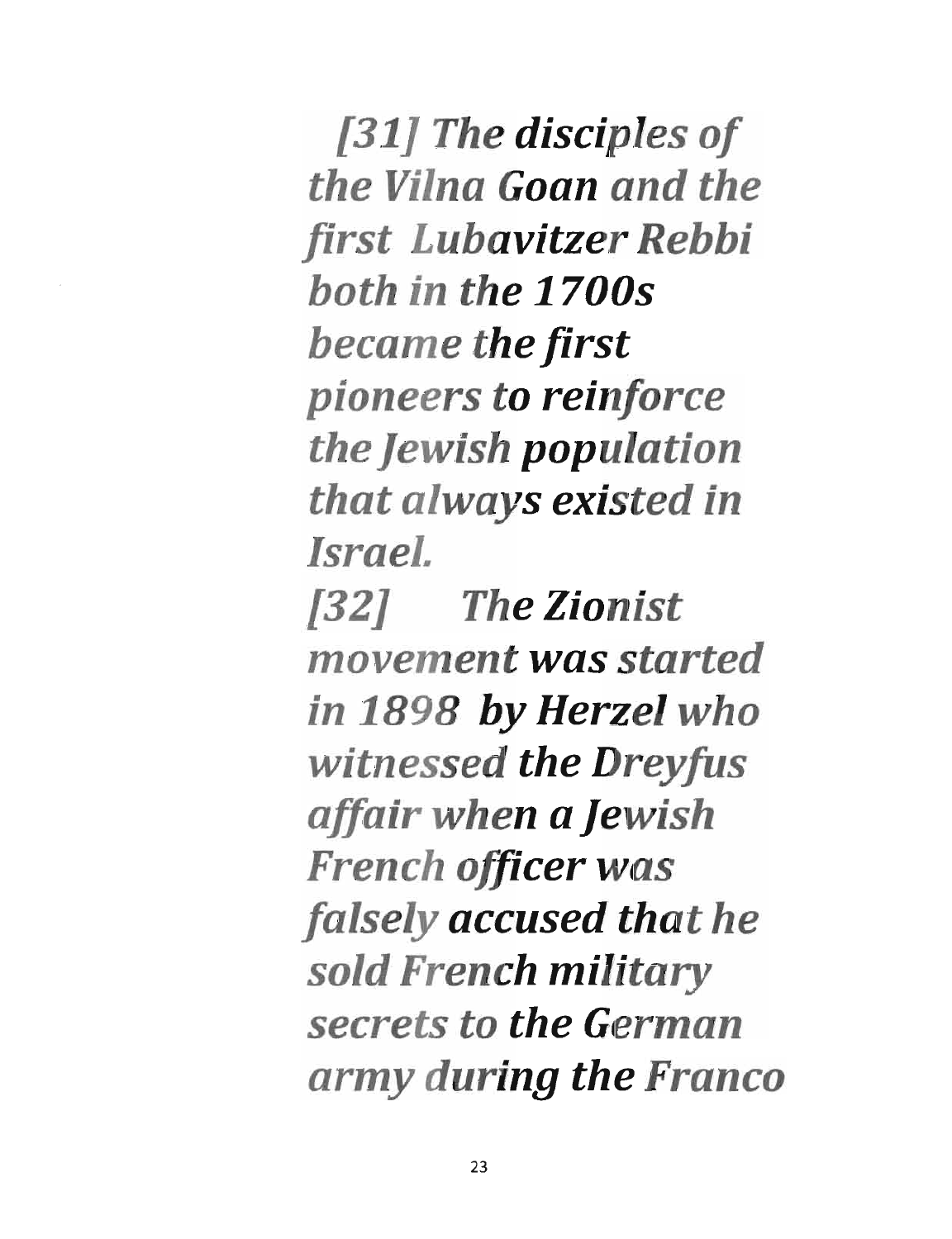*[31] The disciples of the Vilna Goan and the first Lubavitzer Rebbi both in the 1700s became the first pioneers to reinforce the Jewish population that always existed in Israel.*

*[32] The Zionist movement was started in 1898 by Herzel who witnessed the Dreyfus affair when a Jewish French officer was falsely accused that he sold French military secrets to the German army during the Franco*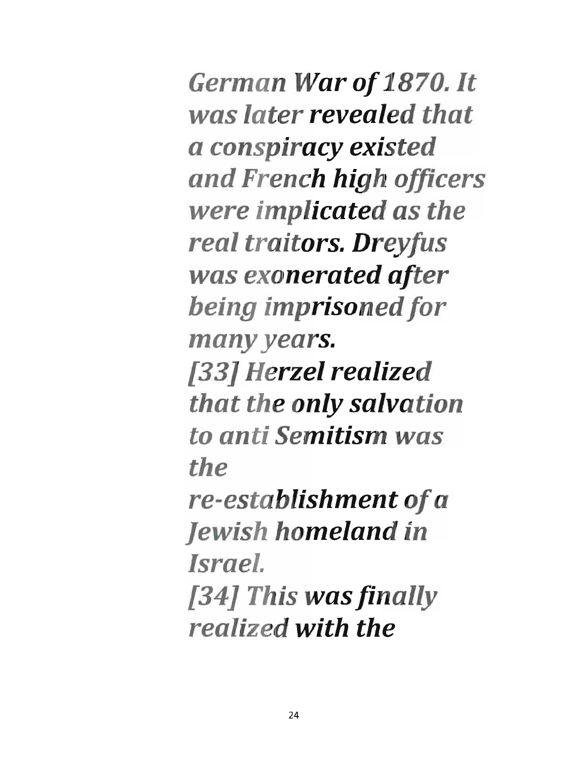*German War of 1870. It was later revealed that a conspiracy existed and French high officers were implicated as the real traitors. Dreyfus was exonerated after being imprisoned for many years.*

*[33] Herzel realized that the only salvation to anti Semitism was the re-establishment of a Jewish homeland in Israel.*

*[34] This was finally realized with the*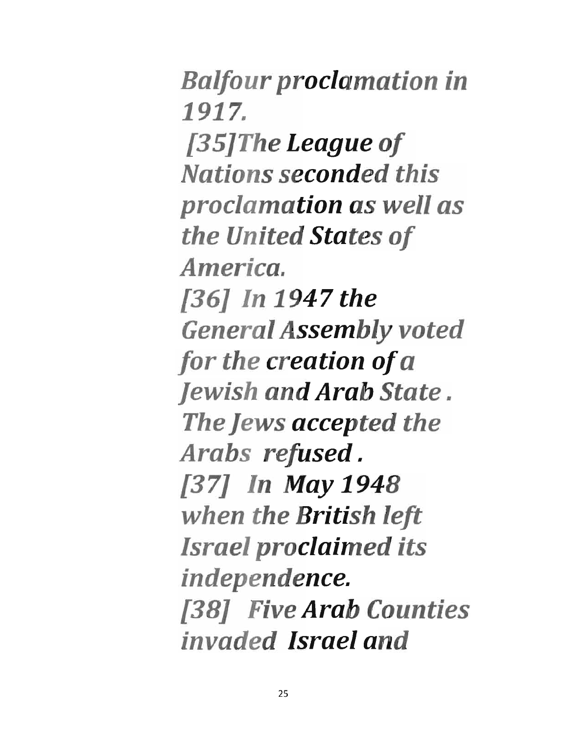*Balfour proclamation in 1917.*

*[35]The **League of** Nations seconded this proclamation as well as the United States of America.*

*[36] In 1947 the General Assembly voted for the creation of a Jewish and Arab State . The Jews **accepted** the Arabs **refused** .*

*[37] In May 1948 when the British left Israel proclaimed its independence.*

*[38] Five Arab Counties invaded **Israel** and*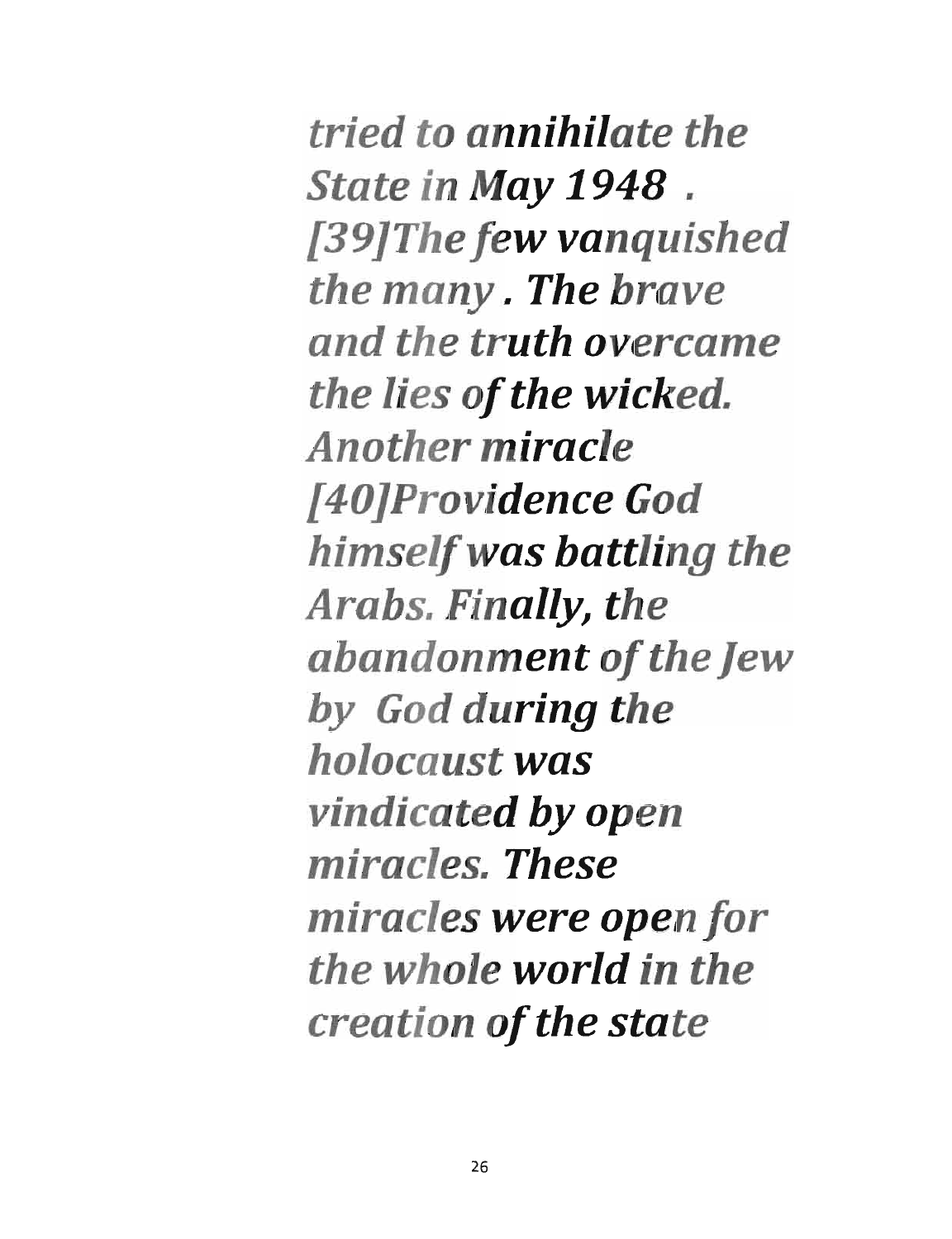*tried to annihilate the State in May 1948 . [39]The few vanquished the many . The brave and the truth overcame the lies of the wicked. Another miracle [40]Providence God himself was battling the Arabs. Finally, the abandonment of the Jew by God during the holocaust was vindicated by open miracles. These miracles were open for the whole world in the creation of the state*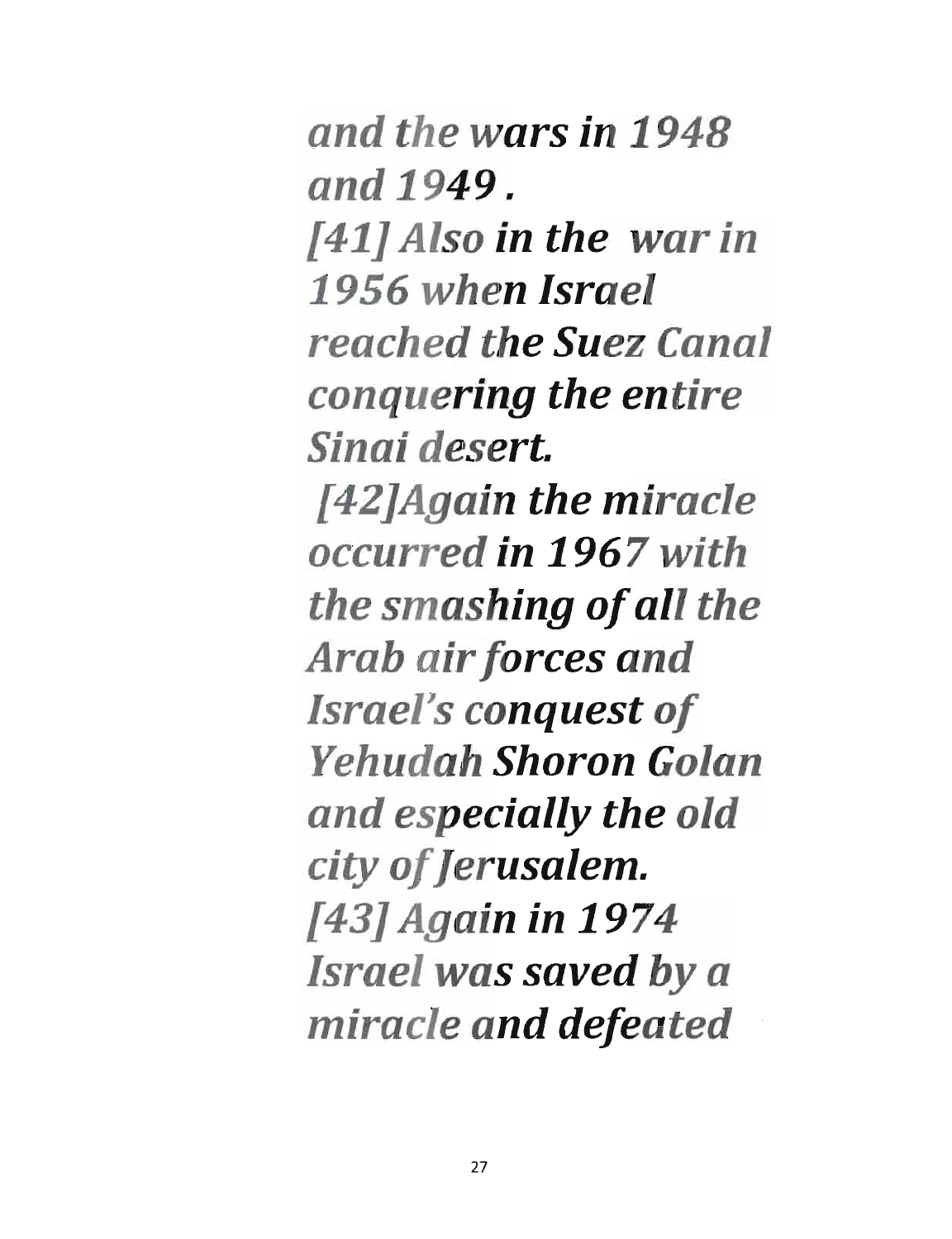*and the wars in 1948 and 1949 .*

*[41] Also in the war in 1956 when Israel reached the Suez Canal conquering the entire Sinai desert.*

*[42]Again the miracle occurred in 1967 with the smashing of all the Arab air forces and Israel's conquest of Yehudah Shoron Golan and especially the old city of Jerusalem.*

*[43] Again in 1974 Israel was saved by a miracle and defeated*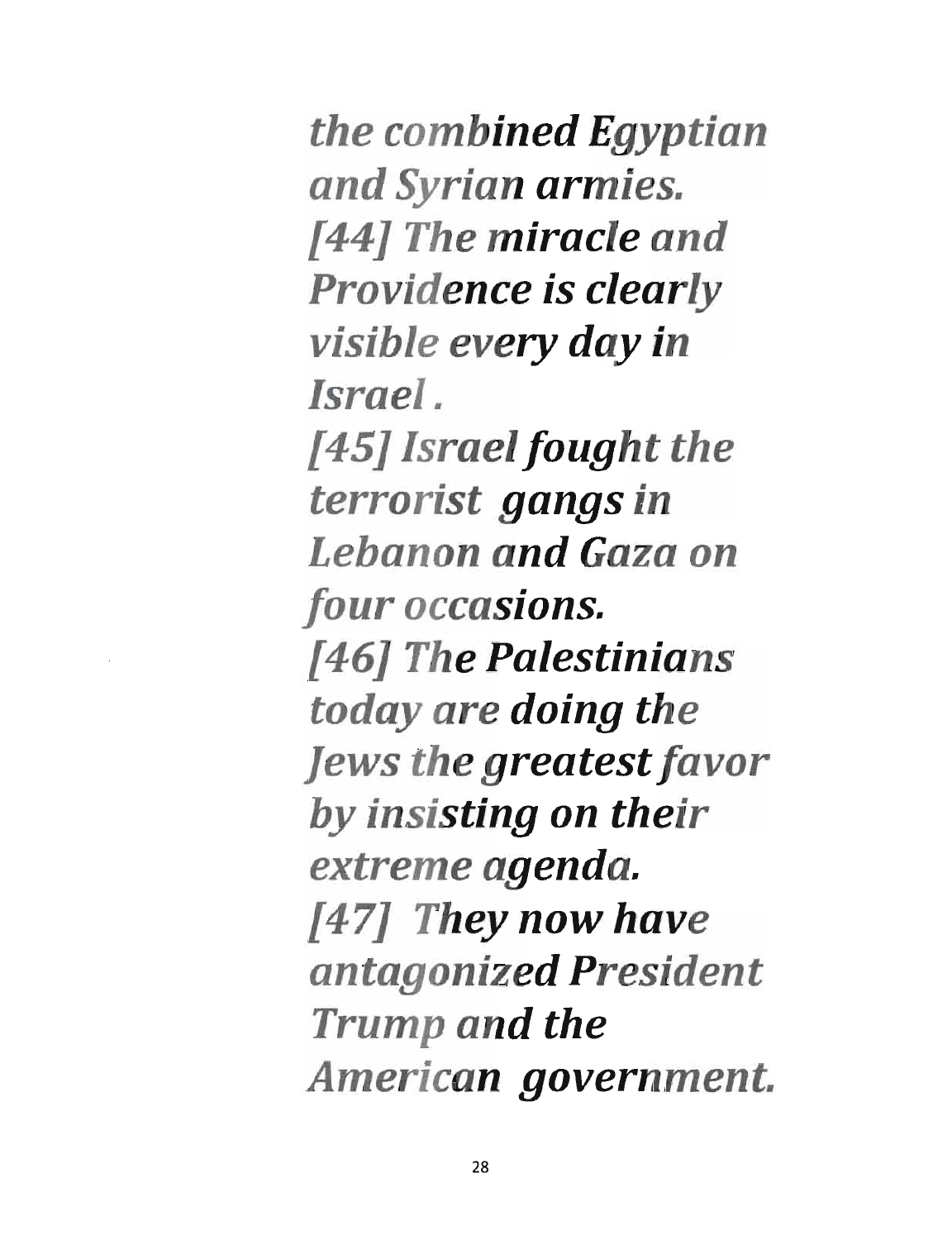*the combined Egyptian and Syrian armies.*

*[44] The miracle and Providence is clearly visible every day in Israel .*

*[45] Israel fought the terrorist gangs in Lebanon and Gaza on four occasions.*

*[46] The Palestinians today are doing the Jews the greatest favor by insisting on their extreme agenda.*

*[47] They now have antagonized President Trump and the American government.*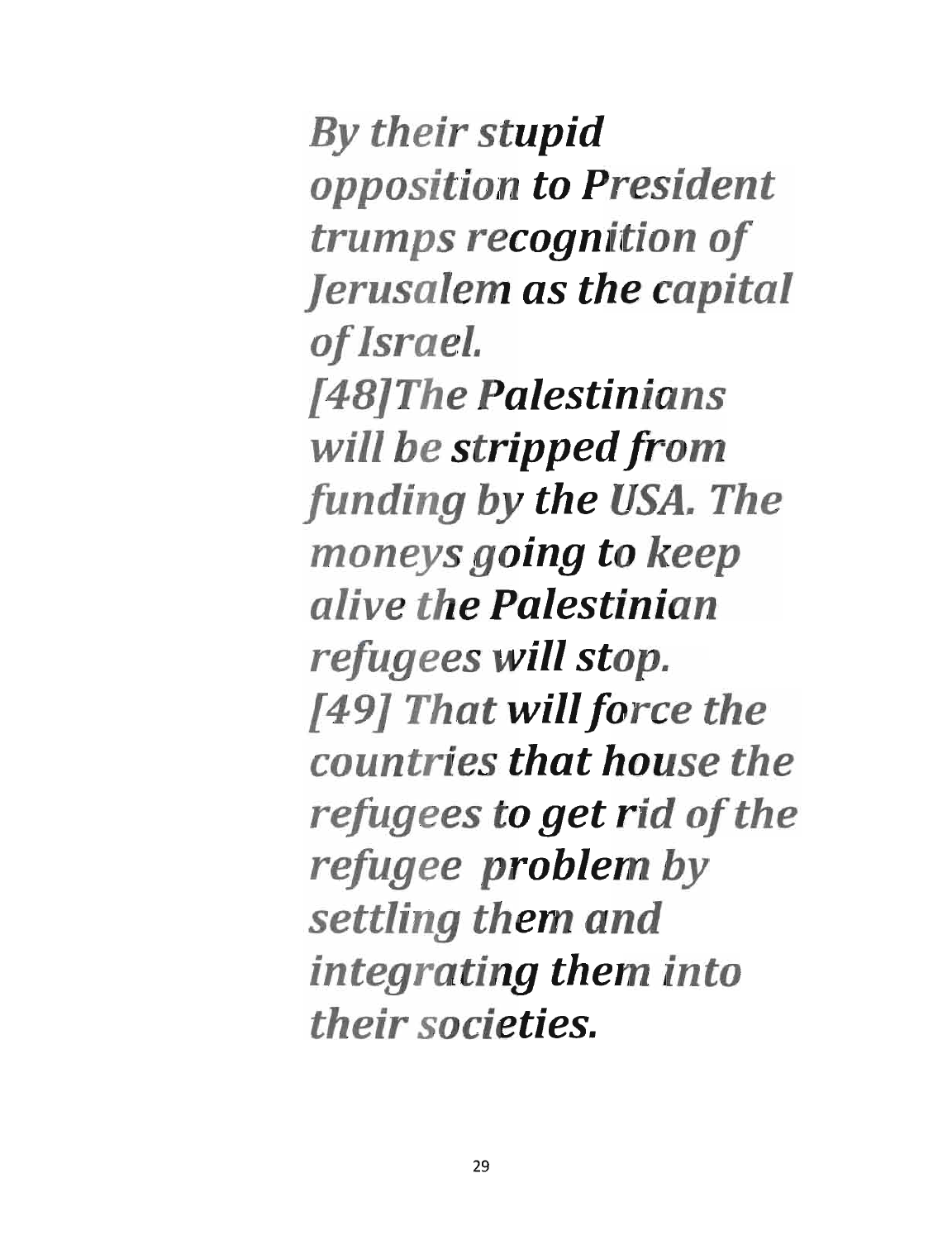*By their stupid opposition to President trumps recognition of Jerusalem as the capital of Israel.*

*[48]The Palestinians will be stripped from funding by the USA. The moneys going to keep alive the Palestinian refugees will stop.*

*[49] That will force the countries that house the refugees to get rid of the refugee problem by settling them and integrating them into their societies.*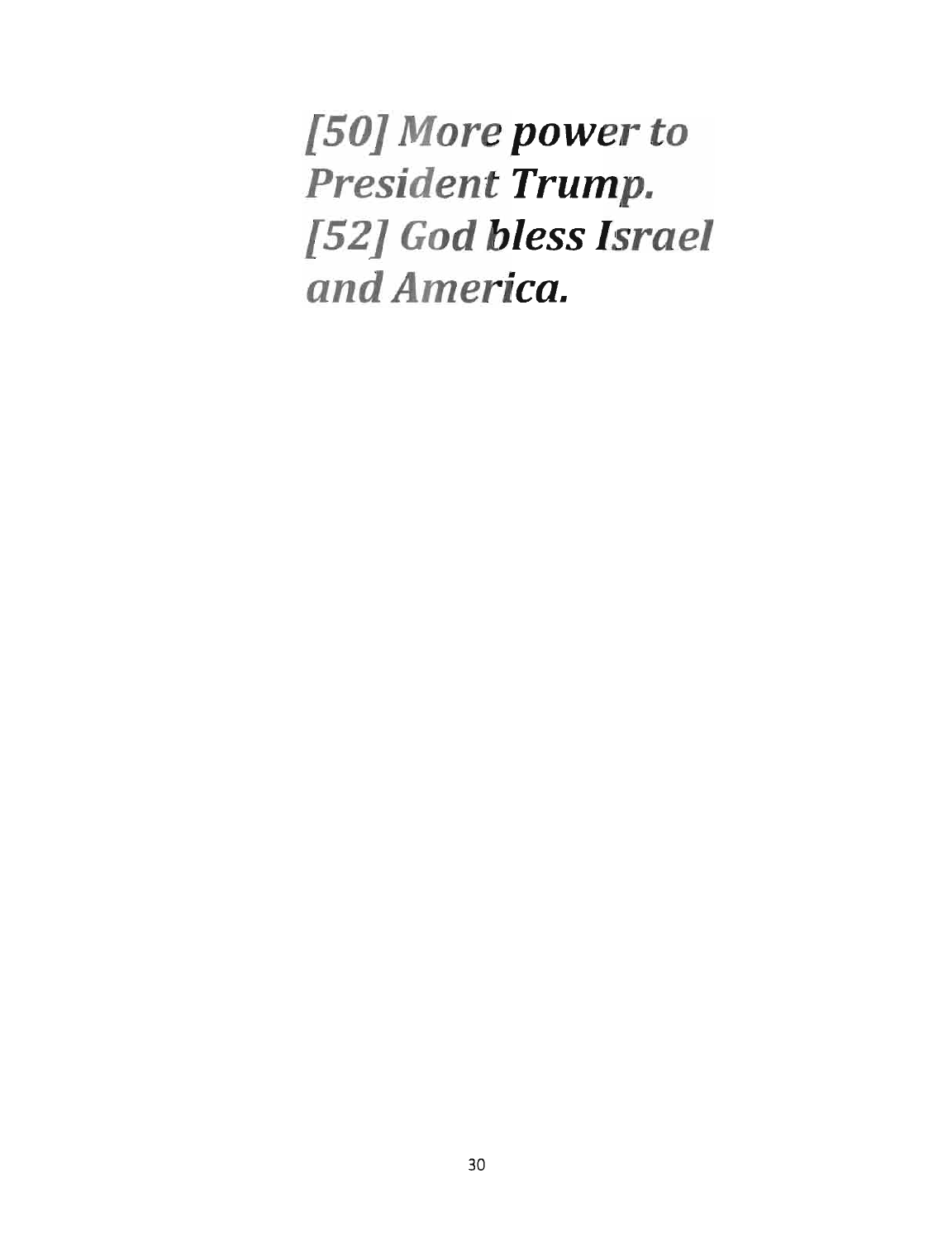***[50] More power to President Trump. [52] God bless Israel and America.***